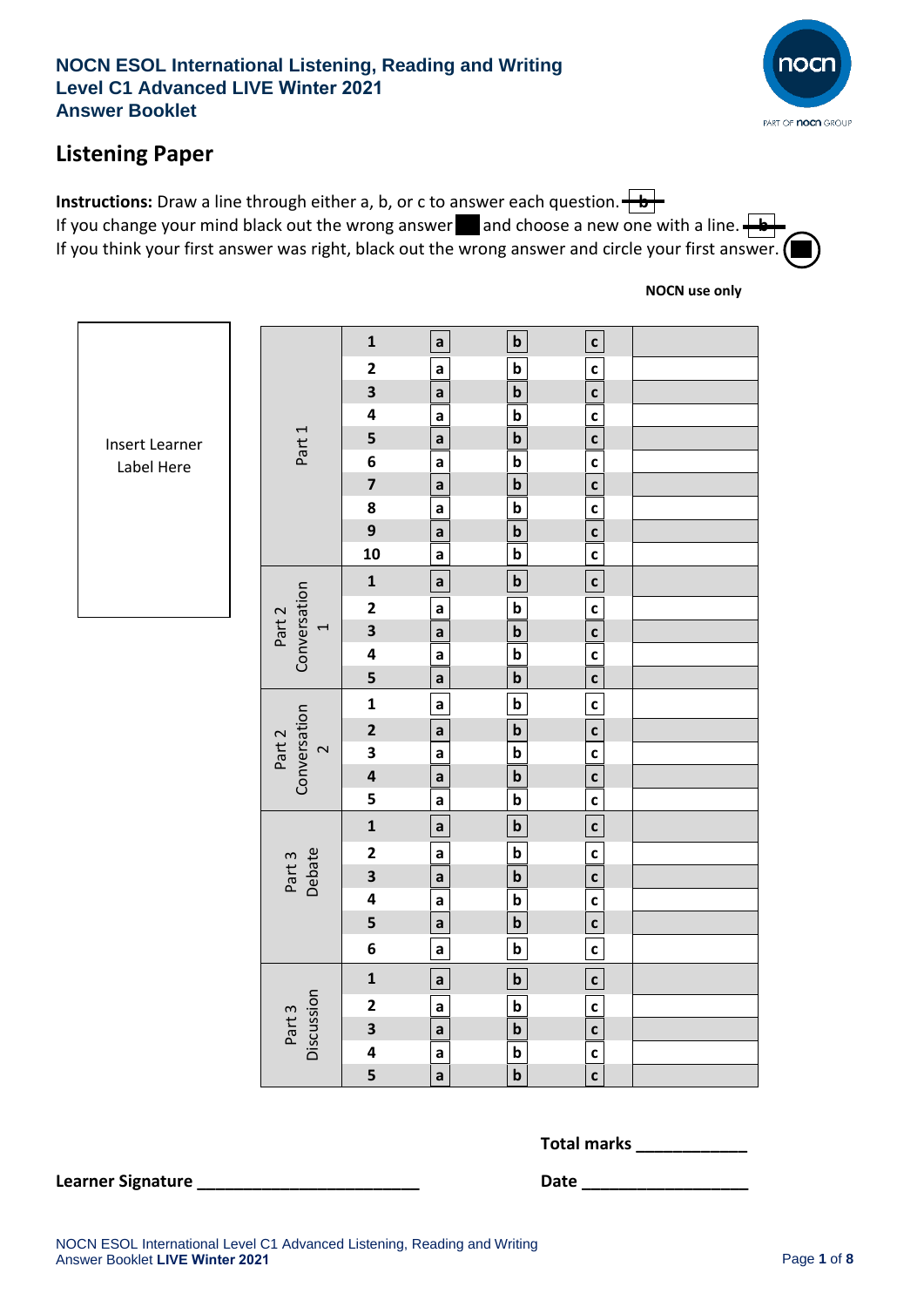# NOCN ESOL International Listening, Reading and Writing
## Level C1 Advanced LIVE Winter 2021
## Answer Booklet

## Listening Paper

**Instructions:** Draw a line through either a, b, or c to answer each question. ~~b~~
If you change your mind black out the wrong answer ■ and choose a new one with a line. ~~b~~
If you think your first answer was right, black out the wrong answer and circle your first answer.

**NOCN use only**

Insert Learner Label Here

| Section | Question | | | | NOCN use only |
|---|---|---|---|---|---|
| Part 1 | 1 | a | b | c | |
| | 2 | a | b | c | |
| | 3 | a | b | c | |
| | 4 | a | b | c | |
| | 5 | a | b | c | |
| | 6 | a | b | c | |
| | 7 | a | b | c | |
| | 8 | a | b | c | |
| | 9 | a | b | c | |
| | 10 | a | b | c | |
| Part 2 Conversation 1 | 1 | a | b | c | |
| | 2 | a | b | c | |
| | 3 | a | b | c | |
| | 4 | a | b | c | |
| | 5 | a | b | c | |
| Part 2 Conversation 2 | 1 | a | b | c | |
| | 2 | a | b | c | |
| | 3 | a | b | c | |
| | 4 | a | b | c | |
| | 5 | a | b | c | |
| Part 3 Debate | 1 | a | b | c | |
| | 2 | a | b | c | |
| | 3 | a | b | c | |
| | 4 | a | b | c | |
| | 5 | a | b | c | |
| | 6 | a | b | c | |
| Part 3 Discussion | 1 | a | b | c | |
| | 2 | a | b | c | |
| | 3 | a | b | c | |
| | 4 | a | b | c | |
| | 5 | a | b | c | |

**Total marks** ____________

**Learner Signature** ________________________ **Date** __________________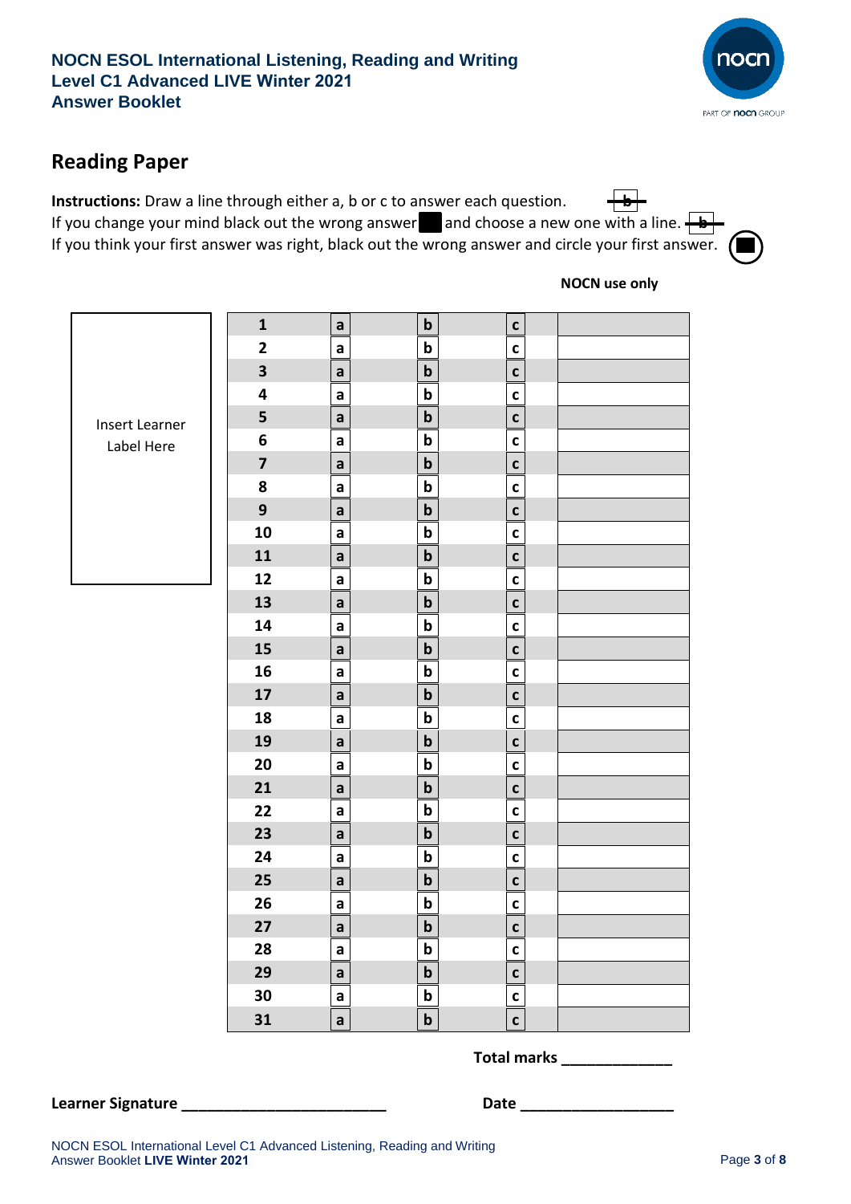## Reading Paper

**Instructions:** Draw a line through either a, b or c to answer each question.
If you change your mind black out the wrong answer and choose a new one with a line.
If you think your first answer was right, black out the wrong answer and circle your first answer.

**NOCN use only**

Insert Learner Label Here

| | | | | |
|---|---|---|---|---|
| **1** | a | b | c | |
| **2** | a | b | c | |
| **3** | a | b | c | |
| **4** | a | b | c | |
| **5** | a | b | c | |
| **6** | a | b | c | |
| **7** | a | b | c | |
| **8** | a | b | c | |
| **9** | a | b | c | |
| **10** | a | b | c | |
| **11** | a | b | c | |
| **12** | a | b | c | |
| **13** | a | b | c | |
| **14** | a | b | c | |
| **15** | a | b | c | |
| **16** | a | b | c | |
| **17** | a | b | c | |
| **18** | a | b | c | |
| **19** | a | b | c | |
| **20** | a | b | c | |
| **21** | a | b | c | |
| **22** | a | b | c | |
| **23** | a | b | c | |
| **24** | a | b | c | |
| **25** | a | b | c | |
| **26** | a | b | c | |
| **27** | a | b | c | |
| **28** | a | b | c | |
| **29** | a | b | c | |
| **30** | a | b | c | |
| **31** | a | b | c | |

**Total marks** ____________

**Learner Signature** ________________________ **Date** __________________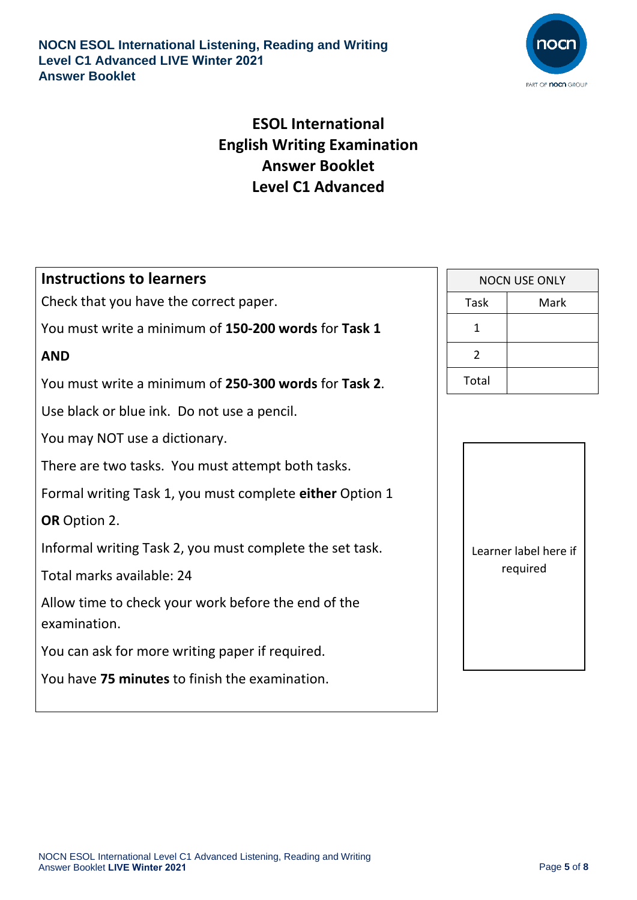# ESOL International English Writing Examination Answer Booklet Level C1 Advanced

## Instructions to learners

Check that you have the correct paper.

You must write a minimum of **150-200 words** for **Task 1**

**AND**

You must write a minimum of **250-300 words** for **Task 2**.

Use black or blue ink. Do not use a pencil.

You may NOT use a dictionary.

There are two tasks. You must attempt both tasks.

Formal writing Task 1, you must complete **either** Option 1 **OR** Option 2.

Informal writing Task 2, you must complete the set task.

Total marks available: 24

Allow time to check your work before the end of the examination.

You can ask for more writing paper if required.

You have **75 minutes** to finish the examination.

| NOCN USE ONLY | |
|---|---|
| Task | Mark |
| 1 | |
| 2 | |
| Total | |

Learner label here if required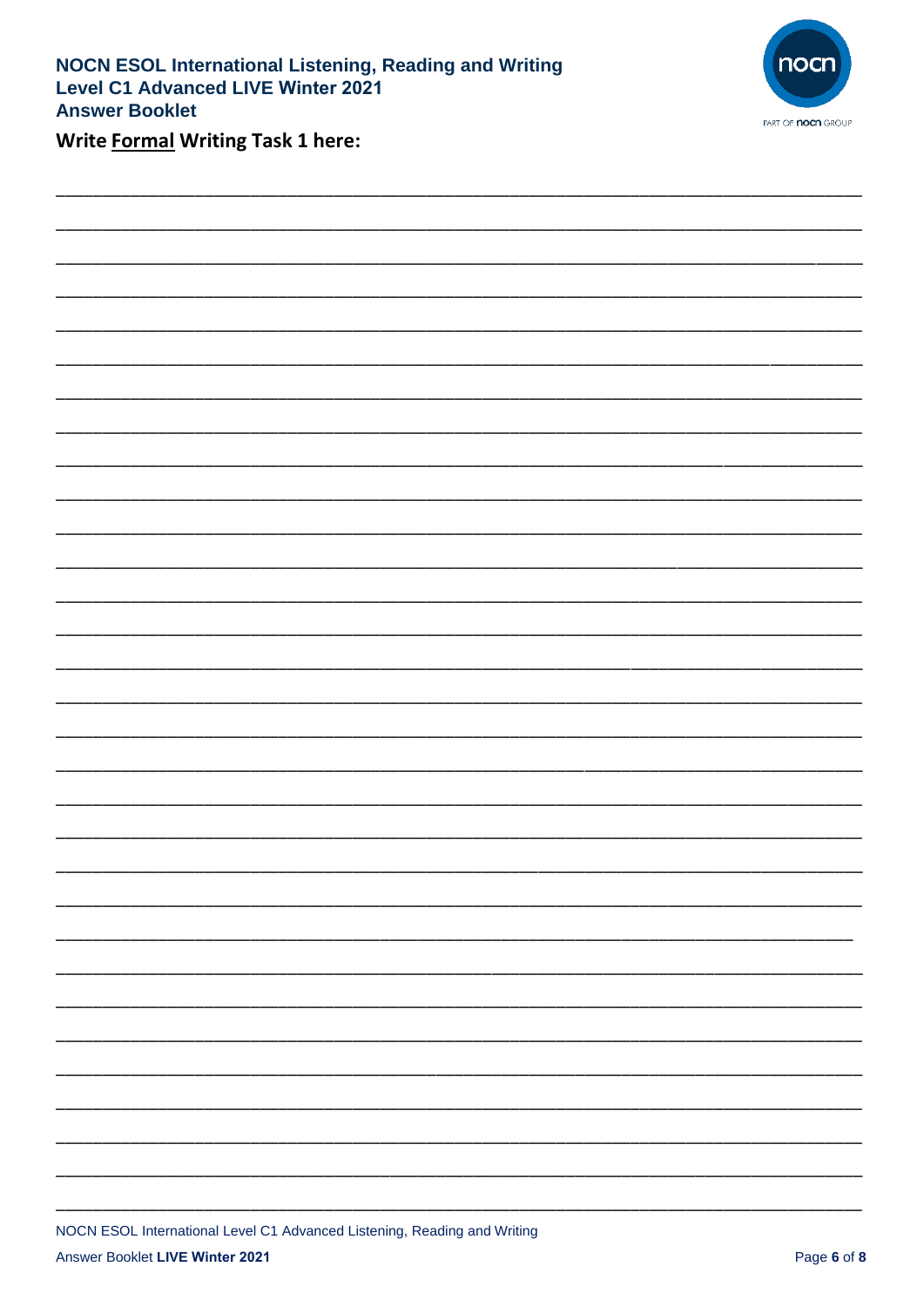**Write Formal Writing Task 1 here:**

\_\_\_\_\_\_\_\_\_\_\_\_\_\_\_\_\_\_\_\_\_\_\_\_\_\_\_\_\_\_\_\_\_\_\_\_\_\_\_\_\_\_\_\_\_\_\_\_\_\_\_\_\_\_\_\_\_\_\_\_\_\_\_\_\_\_\_\_\_\_\_\_\_\_\_\_\_\_

\_\_\_\_\_\_\_\_\_\_\_\_\_\_\_\_\_\_\_\_\_\_\_\_\_\_\_\_\_\_\_\_\_\_\_\_\_\_\_\_\_\_\_\_\_\_\_\_\_\_\_\_\_\_\_\_\_\_\_\_\_\_\_\_\_\_\_\_\_\_\_\_\_\_\_\_\_\_

\_\_\_\_\_\_\_\_\_\_\_\_\_\_\_\_\_\_\_\_\_\_\_\_\_\_\_\_\_\_\_\_\_\_\_\_\_\_\_\_\_\_\_\_\_\_\_\_\_\_\_\_\_\_\_\_\_\_\_\_\_\_\_\_\_\_\_\_\_\_\_\_\_\_\_\_\_\_

\_\_\_\_\_\_\_\_\_\_\_\_\_\_\_\_\_\_\_\_\_\_\_\_\_\_\_\_\_\_\_\_\_\_\_\_\_\_\_\_\_\_\_\_\_\_\_\_\_\_\_\_\_\_\_\_\_\_\_\_\_\_\_\_\_\_\_\_\_\_\_\_\_\_\_\_\_\_

\_\_\_\_\_\_\_\_\_\_\_\_\_\_\_\_\_\_\_\_\_\_\_\_\_\_\_\_\_\_\_\_\_\_\_\_\_\_\_\_\_\_\_\_\_\_\_\_\_\_\_\_\_\_\_\_\_\_\_\_\_\_\_\_\_\_\_\_\_\_\_\_\_\_\_\_\_\_

\_\_\_\_\_\_\_\_\_\_\_\_\_\_\_\_\_\_\_\_\_\_\_\_\_\_\_\_\_\_\_\_\_\_\_\_\_\_\_\_\_\_\_\_\_\_\_\_\_\_\_\_\_\_\_\_\_\_\_\_\_\_\_\_\_\_\_\_\_\_\_\_\_\_\_\_\_\_

\_\_\_\_\_\_\_\_\_\_\_\_\_\_\_\_\_\_\_\_\_\_\_\_\_\_\_\_\_\_\_\_\_\_\_\_\_\_\_\_\_\_\_\_\_\_\_\_\_\_\_\_\_\_\_\_\_\_\_\_\_\_\_\_\_\_\_\_\_\_\_\_\_\_\_\_\_\_

\_\_\_\_\_\_\_\_\_\_\_\_\_\_\_\_\_\_\_\_\_\_\_\_\_\_\_\_\_\_\_\_\_\_\_\_\_\_\_\_\_\_\_\_\_\_\_\_\_\_\_\_\_\_\_\_\_\_\_\_\_\_\_\_\_\_\_\_\_\_\_\_\_\_\_\_\_\_

\_\_\_\_\_\_\_\_\_\_\_\_\_\_\_\_\_\_\_\_\_\_\_\_\_\_\_\_\_\_\_\_\_\_\_\_\_\_\_\_\_\_\_\_\_\_\_\_\_\_\_\_\_\_\_\_\_\_\_\_\_\_\_\_\_\_\_\_\_\_\_\_\_\_\_\_\_\_

\_\_\_\_\_\_\_\_\_\_\_\_\_\_\_\_\_\_\_\_\_\_\_\_\_\_\_\_\_\_\_\_\_\_\_\_\_\_\_\_\_\_\_\_\_\_\_\_\_\_\_\_\_\_\_\_\_\_\_\_\_\_\_\_\_\_\_\_\_\_\_\_\_\_\_\_\_\_

\_\_\_\_\_\_\_\_\_\_\_\_\_\_\_\_\_\_\_\_\_\_\_\_\_\_\_\_\_\_\_\_\_\_\_\_\_\_\_\_\_\_\_\_\_\_\_\_\_\_\_\_\_\_\_\_\_\_\_\_\_\_\_\_\_\_\_\_\_\_\_\_\_\_\_\_\_\_

\_\_\_\_\_\_\_\_\_\_\_\_\_\_\_\_\_\_\_\_\_\_\_\_\_\_\_\_\_\_\_\_\_\_\_\_\_\_\_\_\_\_\_\_\_\_\_\_\_\_\_\_\_\_\_\_\_\_\_\_\_\_\_\_\_\_\_\_\_\_\_\_\_\_\_\_\_\_

\_\_\_\_\_\_\_\_\_\_\_\_\_\_\_\_\_\_\_\_\_\_\_\_\_\_\_\_\_\_\_\_\_\_\_\_\_\_\_\_\_\_\_\_\_\_\_\_\_\_\_\_\_\_\_\_\_\_\_\_\_\_\_\_\_\_\_\_\_\_\_\_\_\_\_\_\_\_

\_\_\_\_\_\_\_\_\_\_\_\_\_\_\_\_\_\_\_\_\_\_\_\_\_\_\_\_\_\_\_\_\_\_\_\_\_\_\_\_\_\_\_\_\_\_\_\_\_\_\_\_\_\_\_\_\_\_\_\_\_\_\_\_\_\_\_\_\_\_\_\_\_\_\_\_\_\_

\_\_\_\_\_\_\_\_\_\_\_\_\_\_\_\_\_\_\_\_\_\_\_\_\_\_\_\_\_\_\_\_\_\_\_\_\_\_\_\_\_\_\_\_\_\_\_\_\_\_\_\_\_\_\_\_\_\_\_\_\_\_\_\_\_\_\_\_\_\_\_\_\_\_\_\_\_\_

\_\_\_\_\_\_\_\_\_\_\_\_\_\_\_\_\_\_\_\_\_\_\_\_\_\_\_\_\_\_\_\_\_\_\_\_\_\_\_\_\_\_\_\_\_\_\_\_\_\_\_\_\_\_\_\_\_\_\_\_\_\_\_\_\_\_\_\_\_\_\_\_\_\_\_\_\_\_

\_\_\_\_\_\_\_\_\_\_\_\_\_\_\_\_\_\_\_\_\_\_\_\_\_\_\_\_\_\_\_\_\_\_\_\_\_\_\_\_\_\_\_\_\_\_\_\_\_\_\_\_\_\_\_\_\_\_\_\_\_\_\_\_\_\_\_\_\_\_\_\_\_\_\_\_\_\_

\_\_\_\_\_\_\_\_\_\_\_\_\_\_\_\_\_\_\_\_\_\_\_\_\_\_\_\_\_\_\_\_\_\_\_\_\_\_\_\_\_\_\_\_\_\_\_\_\_\_\_\_\_\_\_\_\_\_\_\_\_\_\_\_\_\_\_\_\_\_\_\_\_\_\_\_\_\_

\_\_\_\_\_\_\_\_\_\_\_\_\_\_\_\_\_\_\_\_\_\_\_\_\_\_\_\_\_\_\_\_\_\_\_\_\_\_\_\_\_\_\_\_\_\_\_\_\_\_\_\_\_\_\_\_\_\_\_\_\_\_\_\_\_\_\_\_\_\_\_\_\_\_\_\_\_\_

\_\_\_\_\_\_\_\_\_\_\_\_\_\_\_\_\_\_\_\_\_\_\_\_\_\_\_\_\_\_\_\_\_\_\_\_\_\_\_\_\_\_\_\_\_\_\_\_\_\_\_\_\_\_\_\_\_\_\_\_\_\_\_\_\_\_\_\_\_\_\_\_\_\_\_\_\_\_

\_\_\_\_\_\_\_\_\_\_\_\_\_\_\_\_\_\_\_\_\_\_\_\_\_\_\_\_\_\_\_\_\_\_\_\_\_\_\_\_\_\_\_\_\_\_\_\_\_\_\_\_\_\_\_\_\_\_\_\_\_\_\_\_\_\_\_\_\_\_\_\_\_\_\_\_\_\_

\_\_\_\_\_\_\_\_\_\_\_\_\_\_\_\_\_\_\_\_\_\_\_\_\_\_\_\_\_\_\_\_\_\_\_\_\_\_\_\_\_\_\_\_\_\_\_\_\_\_\_\_\_\_\_\_\_\_\_\_\_\_\_\_\_\_\_\_\_\_\_\_\_\_\_\_\_\_

\_\_\_\_\_\_\_\_\_\_\_\_\_\_\_\_\_\_\_\_\_\_\_\_\_\_\_\_\_\_\_\_\_\_\_\_\_\_\_\_\_\_\_\_\_\_\_\_\_\_\_\_\_\_\_\_\_\_\_\_\_\_\_\_\_\_\_\_\_\_\_\_\_\_\_\_\_\_

\_\_\_\_\_\_\_\_\_\_\_\_\_\_\_\_\_\_\_\_\_\_\_\_\_\_\_\_\_\_\_\_\_\_\_\_\_\_\_\_\_\_\_\_\_\_\_\_\_\_\_\_\_\_\_\_\_\_\_\_\_\_\_\_\_\_\_\_\_\_\_\_\_\_\_\_\_\_

\_\_\_\_\_\_\_\_\_\_\_\_\_\_\_\_\_\_\_\_\_\_\_\_\_\_\_\_\_\_\_\_\_\_\_\_\_\_\_\_\_\_\_\_\_\_\_\_\_\_\_\_\_\_\_\_\_\_\_\_\_\_\_\_\_\_\_\_\_\_\_\_\_\_\_\_\_\_

\_\_\_\_\_\_\_\_\_\_\_\_\_\_\_\_\_\_\_\_\_\_\_\_\_\_\_\_\_\_\_\_\_\_\_\_\_\_\_\_\_\_\_\_\_\_\_\_\_\_\_\_\_\_\_\_\_\_\_\_\_\_\_\_\_\_\_\_\_\_\_\_\_\_\_\_\_\_

\_\_\_\_\_\_\_\_\_\_\_\_\_\_\_\_\_\_\_\_\_\_\_\_\_\_\_\_\_\_\_\_\_\_\_\_\_\_\_\_\_\_\_\_\_\_\_\_\_\_\_\_\_\_\_\_\_\_\_\_\_\_\_\_\_\_\_\_\_\_\_\_\_\_\_\_\_\_

\_\_\_\_\_\_\_\_\_\_\_\_\_\_\_\_\_\_\_\_\_\_\_\_\_\_\_\_\_\_\_\_\_\_\_\_\_\_\_\_\_\_\_\_\_\_\_\_\_\_\_\_\_\_\_\_\_\_\_\_\_\_\_\_\_\_\_\_\_\_\_\_\_\_\_\_\_\_

\_\_\_\_\_\_\_\_\_\_\_\_\_\_\_\_\_\_\_\_\_\_\_\_\_\_\_\_\_\_\_\_\_\_\_\_\_\_\_\_\_\_\_\_\_\_\_\_\_\_\_\_\_\_\_\_\_\_\_\_\_\_\_\_\_\_\_\_\_\_\_\_\_\_\_\_\_\_

\_\_\_\_\_\_\_\_\_\_\_\_\_\_\_\_\_\_\_\_\_\_\_\_\_\_\_\_\_\_\_\_\_\_\_\_\_\_\_\_\_\_\_\_\_\_\_\_\_\_\_\_\_\_\_\_\_\_\_\_\_\_\_\_\_\_\_\_\_\_\_\_\_\_\_\_\_\_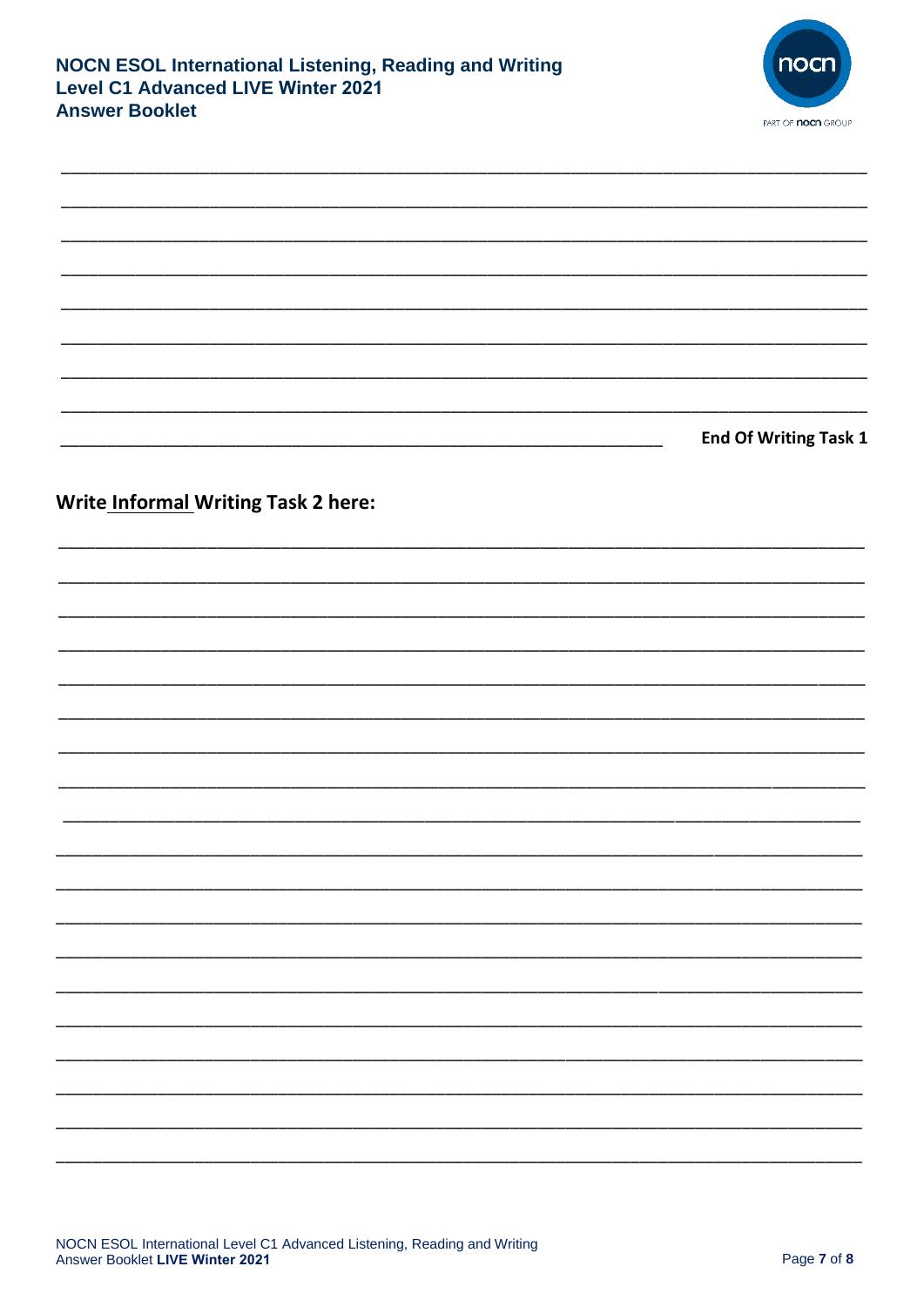End Of Writing Task 1

## Write <u>Informal</u> Writing Task 2 here: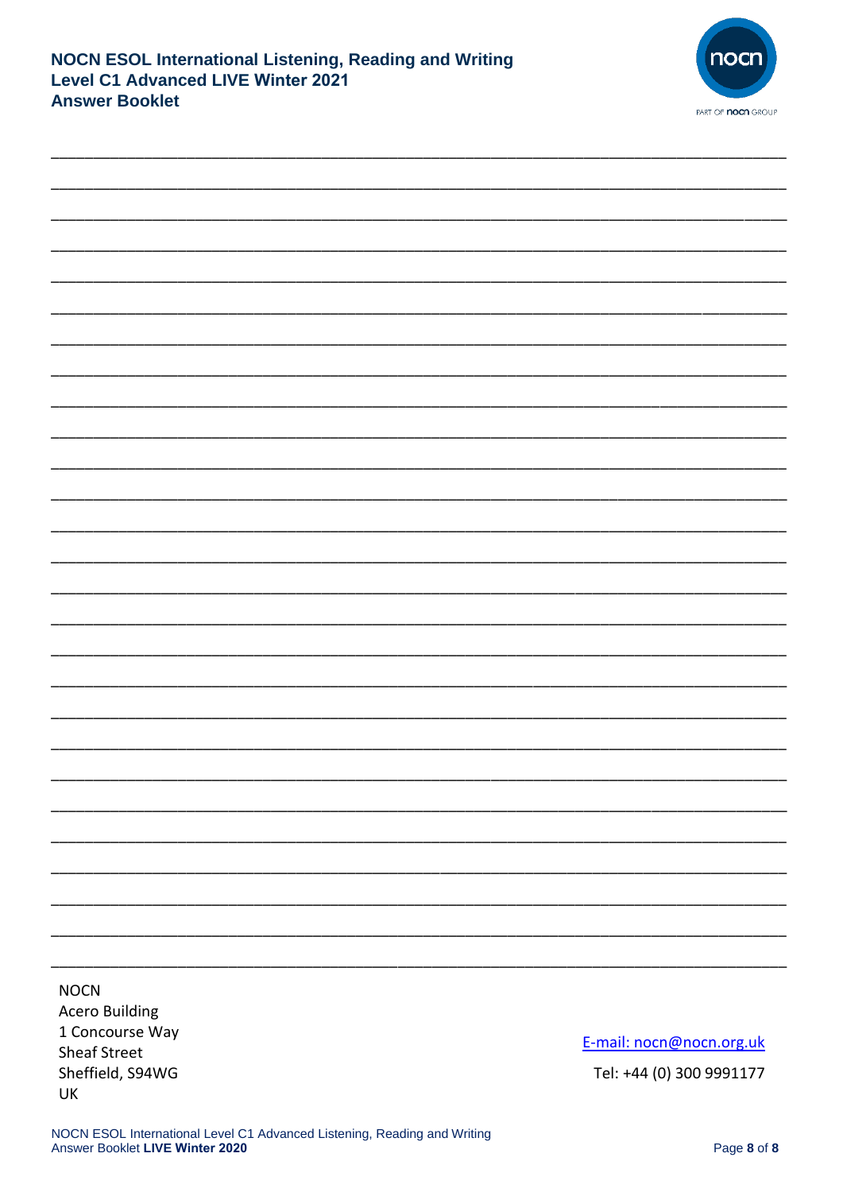NOCN
Acero Building
1 Concourse Way
Sheaf Street
Sheffield, S94WG
UK

E-mail: nocn@nocn.org.uk

Tel: +44 (0) 300 9991177